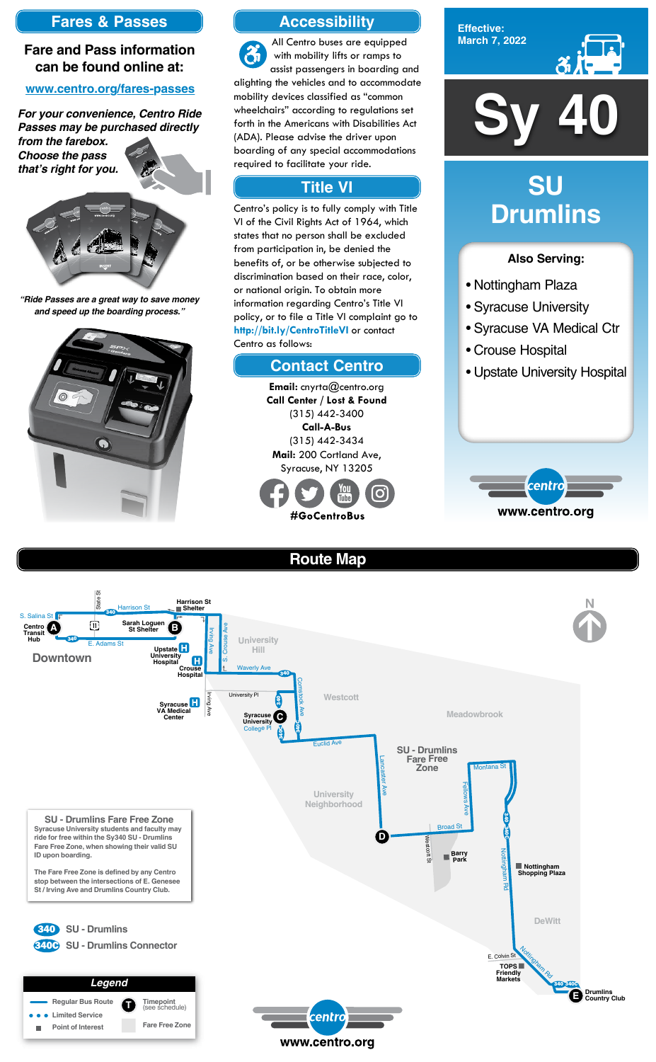## Fares & Passes

**Fare and Pass information can be found online at:**

www.centro.org/fares-passes

*For your convenience, Centro Ride Passes may be purchased directly from the farebox. Choose the pass that's right for you.*

*"Ride Passes are a great way to save money and speed up the boarding process."*

## Accessibility

All Centro buses are equipped with mobility lifts or ramps to assist passengers in boarding and alighting the vehicles and to accommodate mobility devices classified as "common wheelchairs" according to regulations set forth in the Americans with Disabilities Act (ADA). Please advise the driver upon boarding of any special accommodations required to facilitate your ride.

## Title VI

Centro's policy is to fully comply with Title VI of the Civil Rights Act of 1964, which states that no person shall be excluded from participation in, be denied the benefits of, or be otherwise subjected to discrimination based on their race, color, or national origin. To obtain more information regarding Centro's Title VI policy, or to file a Title VI complaint go to **http://bit.ly/CentroTitleVI** or contact Centro as follows:

## Contact Centro

**Email:** cnyrta@centro.org
**Call Center / Lost & Found**
(315) 442-3400
**Call-A-Bus**
(315) 442-3434
**Mail:** 200 Cortland Ave, Syracuse, NY 13205

**#GoCentroBus**

Effective: March 7, 2022

# Sy 40

# SU Drumlins

**Also Serving:**

- Nottingham Plaza
- Syracuse University
- Syracuse VA Medical Ctr
- Crouse Hospital
- Upstate University Hospital

www.centro.org

## Route Map

**SU - Drumlins Fare Free Zone**
Syracuse University students and faculty may ride for free within the Sy340 SU - Drumlins Fare Free Zone, when showing their valid SU ID upon boarding.

The Fare Free Zone is defined by any Centro stop between the intersections of E. Genesee St / Irving Ave and Drumlins Country Club.

- 340 SU - Drumlins
- 340C SU - Drumlins Connector

**Timepoints:**
- A – Centro Transit Hub
- B – Sarah Loguen St Shelter
- C – Syracuse University College Pl
- D – Lancaster Ave / Broad St
- E – Drumlins Country Club

**Legend**

- Regular Bus Route
- Limited Service
- Point of Interest
- Timepoint (see schedule)
- Fare Free Zone

www.centro.org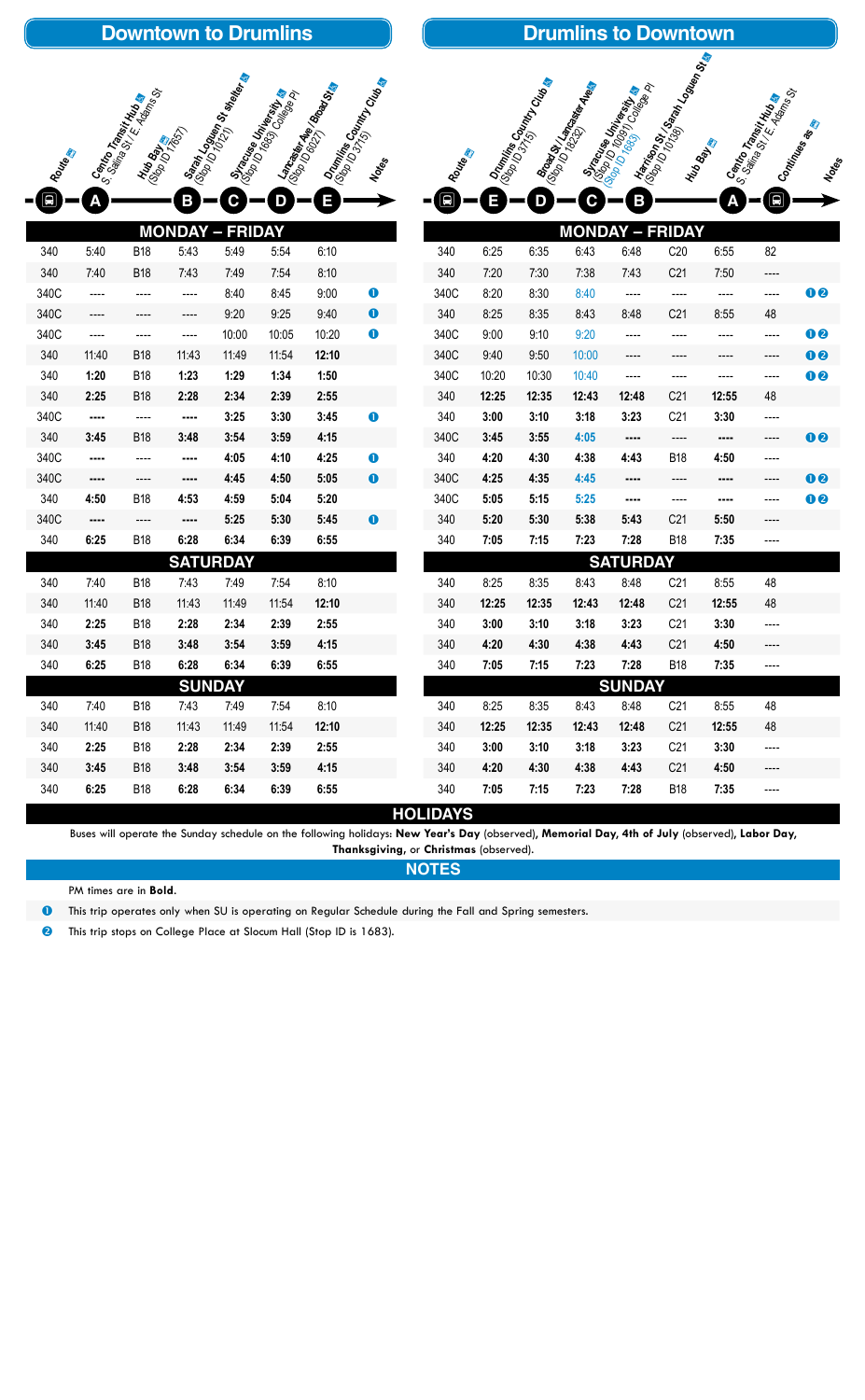## Downtown to Drumlins

| Route | A: Centro Transit Hub S. Salina St / E. Adams St | Hub Bay (Stop ID 17657) | B: Sarah Loguen St shelter (Stop ID 10121) | C: Syracuse University (Stop ID 1683) College Pl | D: Lancaster Ave / Broad St (Stop ID 6027) | E: Drumlins Country Club (Stop ID 3715) | Notes |
|---|---|---|---|---|---|---|---|
| **MONDAY – FRIDAY** | | | | | | | |
| 340 | 5:40 | B18 | 5:43 | 5:49 | 5:54 | 6:10 | |
| 340 | 7:40 | B18 | 7:43 | 7:49 | 7:54 | 8:10 | |
| 340C | ---- | ---- | ---- | 8:40 | 8:45 | 9:00 | 1 |
| 340C | ---- | ---- | ---- | 9:20 | 9:25 | 9:40 | 1 |
| 340C | ---- | ---- | ---- | 10:00 | 10:05 | 10:20 | 1 |
| 340 | 11:40 | B18 | 11:43 | 11:49 | 11:54 | **12:10** | |
| 340 | **1:20** | B18 | **1:23** | **1:29** | **1:34** | **1:50** | |
| 340 | **2:25** | B18 | **2:28** | **2:34** | **2:39** | **2:55** | |
| 340C | ---- | ---- | ---- | **3:25** | **3:30** | **3:45** | 1 |
| 340 | **3:45** | B18 | **3:48** | **3:54** | **3:59** | **4:15** | |
| 340C | ---- | ---- | ---- | **4:05** | **4:10** | **4:25** | 1 |
| 340C | ---- | ---- | ---- | **4:45** | **4:50** | **5:05** | 1 |
| 340 | **4:50** | B18 | **4:53** | **4:59** | **5:04** | **5:20** | |
| 340C | ---- | ---- | ---- | **5:25** | **5:30** | **5:45** | 1 |
| 340 | **6:25** | B18 | **6:28** | **6:34** | **6:39** | **6:55** | |
| **SATURDAY** | | | | | | | |
| 340 | 7:40 | B18 | 7:43 | 7:49 | 7:54 | 8:10 | |
| 340 | 11:40 | B18 | 11:43 | 11:49 | 11:54 | **12:10** | |
| 340 | **2:25** | B18 | **2:28** | **2:34** | **2:39** | **2:55** | |
| 340 | **3:45** | B18 | **3:48** | **3:54** | **3:59** | **4:15** | |
| 340 | **6:25** | B18 | **6:28** | **6:34** | **6:39** | **6:55** | |
| **SUNDAY** | | | | | | | |
| 340 | 7:40 | B18 | 7:43 | 7:49 | 7:54 | 8:10 | |
| 340 | 11:40 | B18 | 11:43 | 11:49 | 11:54 | **12:10** | |
| 340 | **2:25** | B18 | **2:28** | **2:34** | **2:39** | **2:55** | |
| 340 | **3:45** | B18 | **3:48** | **3:54** | **3:59** | **4:15** | |
| 340 | **6:25** | B18 | **6:28** | **6:34** | **6:39** | **6:55** | |

## Drumlins to Downtown

| Route | E: Drumlins Country Club (Stop ID 3715) | D: Broad St / Lancaster Ave (Stop ID 18232) | C: Syracuse University (Stop ID 10091) College Pl (Stop ID 1683) | B: Harrison St / Sarah Loguen St (Stop ID 10136) | Hub Bay | A: Centro Transit Hub S. Salina St / E. Adams St | Continues as | Notes |
|---|---|---|---|---|---|---|---|---|
| **MONDAY – FRIDAY** | | | | | | | | |
| 340 | 6:25 | 6:35 | 6:43 | 6:48 | C20 | 6:55 | 82 | |
| 340 | 7:20 | 7:30 | 7:38 | 7:43 | C21 | 7:50 | ---- | |
| 340C | 8:20 | 8:30 | 8:40 | ---- | ---- | ---- | ---- | 1 2 |
| 340 | 8:25 | 8:35 | 8:43 | 8:48 | C21 | 8:55 | 48 | |
| 340C | 9:00 | 9:10 | 9:20 | ---- | ---- | ---- | ---- | 1 2 |
| 340C | 9:40 | 9:50 | 10:00 | ---- | ---- | ---- | ---- | 1 2 |
| 340C | 10:20 | 10:30 | 10:40 | ---- | ---- | ---- | ---- | 1 2 |
| 340 | **12:25** | **12:35** | **12:43** | **12:48** | C21 | **12:55** | 48 | |
| 340 | **3:00** | **3:10** | **3:18** | **3:23** | C21 | **3:30** | ---- | |
| 340C | **3:45** | **3:55** | **4:05** | ---- | ---- | ---- | ---- | 1 2 |
| 340 | **4:20** | **4:30** | **4:38** | **4:43** | B18 | **4:50** | ---- | |
| 340C | **4:25** | **4:35** | **4:45** | ---- | ---- | ---- | ---- | 1 2 |
| 340C | **5:05** | **5:15** | **5:25** | ---- | ---- | ---- | ---- | 1 2 |
| 340 | **5:20** | **5:30** | **5:38** | **5:43** | C21 | **5:50** | ---- | |
| 340 | **7:05** | **7:15** | **7:23** | **7:28** | B18 | **7:35** | ---- | |
| **SATURDAY** | | | | | | | | |
| 340 | 8:25 | 8:35 | 8:43 | 8:48 | C21 | 8:55 | 48 | |
| 340 | **12:25** | **12:35** | **12:43** | **12:48** | C21 | **12:55** | 48 | |
| 340 | **3:00** | **3:10** | **3:18** | **3:23** | C21 | **3:30** | ---- | |
| 340 | **4:20** | **4:30** | **4:38** | **4:43** | C21 | **4:50** | ---- | |
| 340 | **7:05** | **7:15** | **7:23** | **7:28** | B18 | **7:35** | ---- | |
| **SUNDAY** | | | | | | | | |
| 340 | 8:25 | 8:35 | 8:43 | 8:48 | C21 | 8:55 | 48 | |
| 340 | **12:25** | **12:35** | **12:43** | **12:48** | C21 | **12:55** | 48 | |
| 340 | **3:00** | **3:10** | **3:18** | **3:23** | C21 | **3:30** | ---- | |
| 340 | **4:20** | **4:30** | **4:38** | **4:43** | C21 | **4:50** | ---- | |
| 340 | **7:05** | **7:15** | **7:23** | **7:28** | B18 | **7:35** | ---- | |

## HOLIDAYS

Buses will operate the Sunday schedule on the following holidays: **New Year's Day** (observed), **Memorial Day**, **4th of July** (observed), **Labor Day**, **Thanksgiving**, or **Christmas** (observed).

## NOTES

PM times are in **Bold**.

1. This trip operates only when SU is operating on Regular Schedule during the Fall and Spring semesters.
2. This trip stops on College Place at Slocum Hall (Stop ID is 1683).